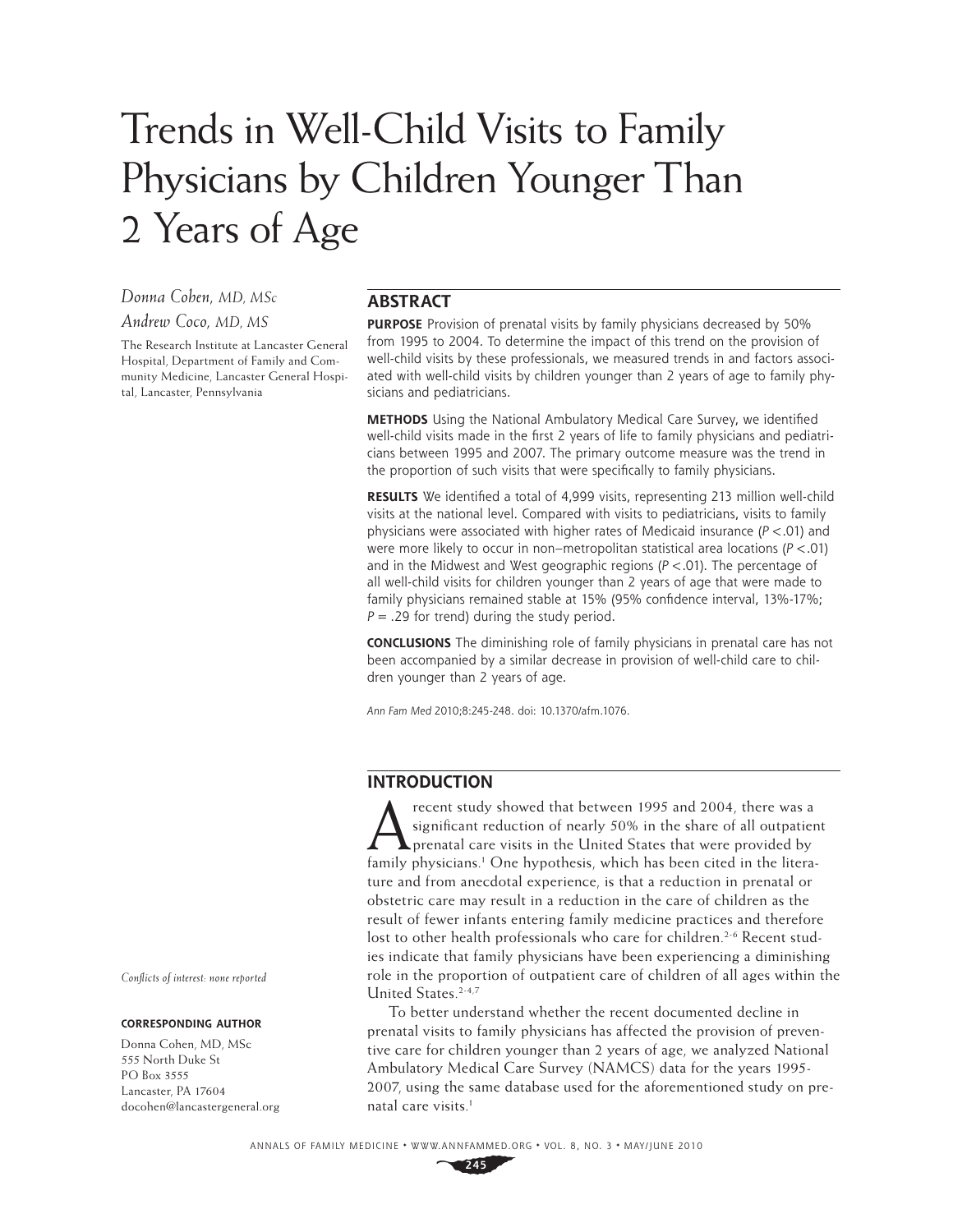# Trends in Well-Child Visits to Family Physicians by Children Younger Than 2 Years of Age

*Donna Cohen, MD, MSc*

*Andrew Coco, MD, MS*

The Research Institute at Lancaster General Hospital, Department of Family and Community Medicine, Lancaster General Hospital, Lancaster, Pennsylvania

*Conflicts of interest: none reported*

**CORRESPONDING AUTHOR**

Donna Cohen, MD, MSc
555 North Duke St
PO Box 3555
Lancaster, PA 17604
docohen@lancastergeneral.org

## ABSTRACT

**PURPOSE** Provision of prenatal visits by family physicians decreased by 50% from 1995 to 2004. To determine the impact of this trend on the provision of well-child visits by these professionals, we measured trends in and factors associated with well-child visits by children younger than 2 years of age to family physicians and pediatricians.

**METHODS** Using the National Ambulatory Medical Care Survey, we identified well-child visits made in the first 2 years of life to family physicians and pediatricians between 1995 and 2007. The primary outcome measure was the trend in the proportion of such visits that were specifically to family physicians.

**RESULTS** We identified a total of 4,999 visits, representing 213 million well-child visits at the national level. Compared with visits to pediatricians, visits to family physicians were associated with higher rates of Medicaid insurance ($P < .01$) and were more likely to occur in non–metropolitan statistical area locations ($P < .01$) and in the Midwest and West geographic regions ($P < .01$). The percentage of all well-child visits for children younger than 2 years of age that were made to family physicians remained stable at 15% (95% confidence interval, 13%-17%; $P = .29$ for trend) during the study period.

**CONCLUSIONS** The diminishing role of family physicians in prenatal care has not been accompanied by a similar decrease in provision of well-child care to children younger than 2 years of age.

*Ann Fam Med* 2010;8:245-248. doi: 10.1370/afm.1076.

## INTRODUCTION

A recent study showed that between 1995 and 2004, there was a significant reduction of nearly 50% in the share of all outpatient prenatal care visits in the United States that were provided by family physicians.[1] One hypothesis, which has been cited in the literature and from anecdotal experience, is that a reduction in prenatal or obstetric care may result in a reduction in the care of children as the result of fewer infants entering family medicine practices and therefore lost to other health professionals who care for children.[2-6] Recent studies indicate that family physicians have been experiencing a diminishing role in the proportion of outpatient care of children of all ages within the United States.[2-4,7]

To better understand whether the recent documented decline in prenatal visits to family physicians has affected the provision of preventive care for children younger than 2 years of age, we analyzed National Ambulatory Medical Care Survey (NAMCS) data for the years 1995-2007, using the same database used for the aforementioned study on prenatal care visits.[1]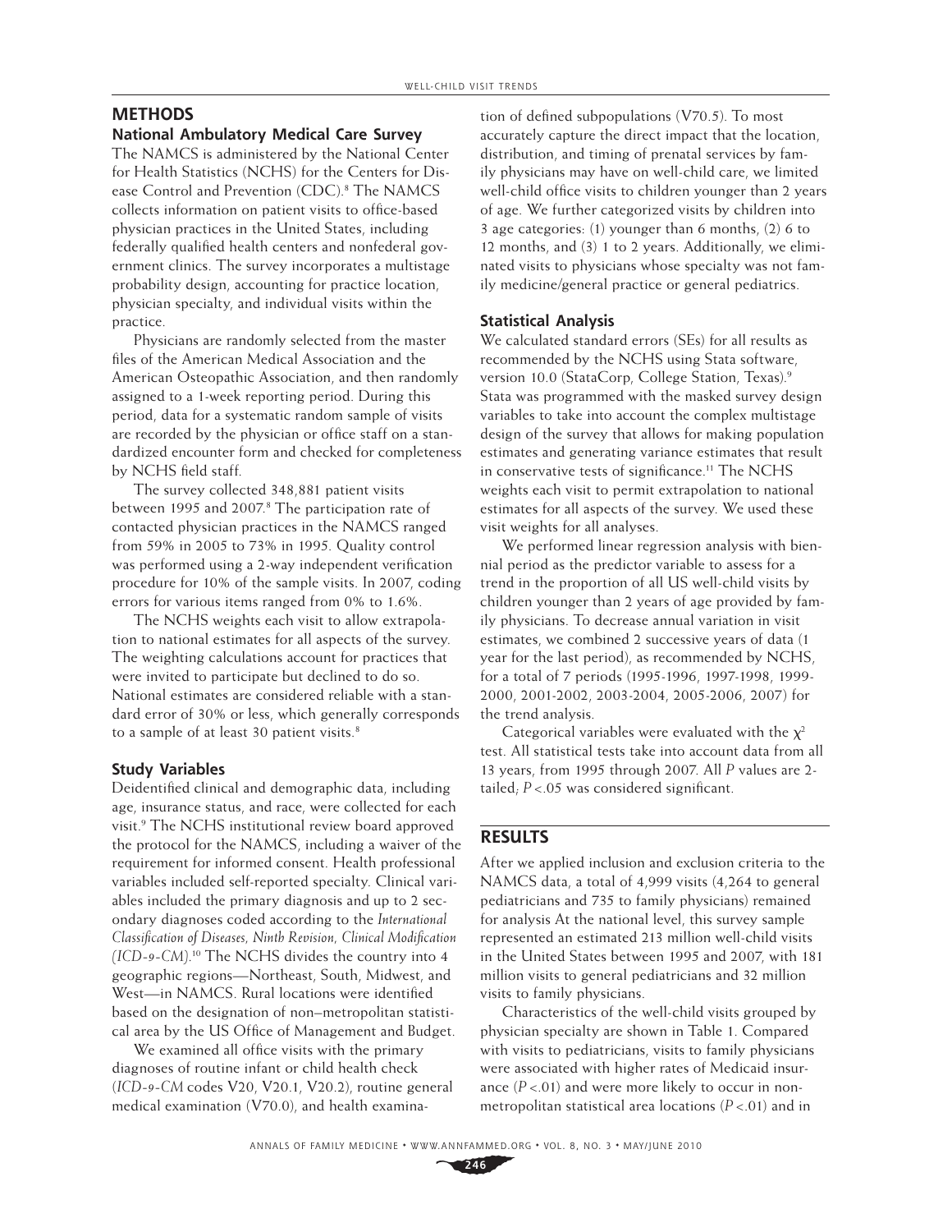## METHODS

### National Ambulatory Medical Care Survey

The NAMCS is administered by the National Center for Health Statistics (NCHS) for the Centers for Disease Control and Prevention (CDC).[8] The NAMCS collects information on patient visits to office-based physician practices in the United States, including federally qualified health centers and nonfederal government clinics. The survey incorporates a multistage probability design, accounting for practice location, physician specialty, and individual visits within the practice.

Physicians are randomly selected from the master files of the American Medical Association and the American Osteopathic Association, and then randomly assigned to a 1-week reporting period. During this period, data for a systematic random sample of visits are recorded by the physician or office staff on a standardized encounter form and checked for completeness by NCHS field staff.

The survey collected 348,881 patient visits between 1995 and 2007.[8] The participation rate of contacted physician practices in the NAMCS ranged from 59% in 2005 to 73% in 1995. Quality control was performed using a 2-way independent verification procedure for 10% of the sample visits. In 2007, coding errors for various items ranged from 0% to 1.6%.

The NCHS weights each visit to allow extrapolation to national estimates for all aspects of the survey. The weighting calculations account for practices that were invited to participate but declined to do so. National estimates are considered reliable with a standard error of 30% or less, which generally corresponds to a sample of at least 30 patient visits.[8]

### Study Variables

Deidentified clinical and demographic data, including age, insurance status, and race, were collected for each visit.[9] The NCHS institutional review board approved the protocol for the NAMCS, including a waiver of the requirement for informed consent. Health professional variables included self-reported specialty. Clinical variables included the primary diagnosis and up to 2 secondary diagnoses coded according to the *International Classification of Diseases, Ninth Revision, Clinical Modification (ICD-9-CM)*.[10] The NCHS divides the country into 4 geographic regions—Northeast, South, Midwest, and West—in NAMCS. Rural locations were identified based on the designation of non–metropolitan statistical area by the US Office of Management and Budget.

We examined all office visits with the primary diagnoses of routine infant or child health check (*ICD-9-CM* codes V20, V20.1, V20.2), routine general medical examination (V70.0), and health examination of defined subpopulations (V70.5). To most accurately capture the direct impact that the location, distribution, and timing of prenatal services by family physicians may have on well-child care, we limited well-child office visits to children younger than 2 years of age. We further categorized visits by children into 3 age categories: (1) younger than 6 months, (2) 6 to 12 months, and (3) 1 to 2 years. Additionally, we eliminated visits to physicians whose specialty was not family medicine/general practice or general pediatrics.

### Statistical Analysis

We calculated standard errors (SEs) for all results as recommended by the NCHS using Stata software, version 10.0 (StataCorp, College Station, Texas).[9] Stata was programmed with the masked survey design variables to take into account the complex multistage design of the survey that allows for making population estimates and generating variance estimates that result in conservative tests of significance.[11] The NCHS weights each visit to permit extrapolation to national estimates for all aspects of the survey. We used these visit weights for all analyses.

We performed linear regression analysis with biennial period as the predictor variable to assess for a trend in the proportion of all US well-child visits by children younger than 2 years of age provided by family physicians. To decrease annual variation in visit estimates, we combined 2 successive years of data (1 year for the last period), as recommended by NCHS, for a total of 7 periods (1995-1996, 1997-1998, 1999-2000, 2001-2002, 2003-2004, 2005-2006, 2007) for the trend analysis.

Categorical variables were evaluated with the $\chi^2$ test. All statistical tests take into account data from all 13 years, from 1995 through 2007. All *P* values are 2-tailed; $P < .05$ was considered significant.

## RESULTS

After we applied inclusion and exclusion criteria to the NAMCS data, a total of 4,999 visits (4,264 to general pediatricians and 735 to family physicians) remained for analysis At the national level, this survey sample represented an estimated 213 million well-child visits in the United States between 1995 and 2007, with 181 million visits to general pediatricians and 32 million visits to family physicians.

Characteristics of the well-child visits grouped by physician specialty are shown in Table 1. Compared with visits to pediatricians, visits to family physicians were associated with higher rates of Medicaid insurance ($P < .01$) and were more likely to occur in non-metropolitan statistical area locations ($P < .01$) and in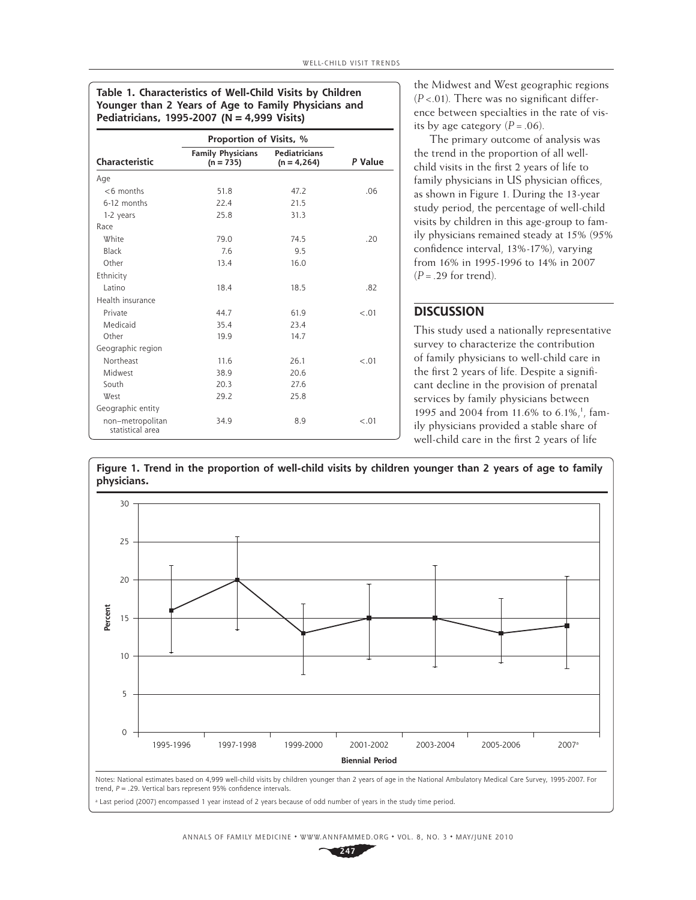**Table 1. Characteristics of Well-Child Visits by Children Younger than 2 Years of Age to Family Physicians and Pediatricians, 1995-2007 (N = 4,999 Visits)**

| Characteristic | Proportion of Visits, % | | P Value |
|---|---|---|---|
| | Family Physicians (n = 735) | Pediatricians (n = 4,264) | |
| Age | | | |
| <6 months | 51.8 | 47.2 | .06 |
| 6-12 months | 22.4 | 21.5 | |
| 1-2 years | 25.8 | 31.3 | |
| Race | | | |
| White | 79.0 | 74.5 | .20 |
| Black | 7.6 | 9.5 | |
| Other | 13.4 | 16.0 | |
| Ethnicity | | | |
| Latino | 18.4 | 18.5 | .82 |
| Health insurance | | | |
| Private | 44.7 | 61.9 | <.01 |
| Medicaid | 35.4 | 23.4 | |
| Other | 19.9 | 14.7 | |
| Geographic region | | | |
| Northeast | 11.6 | 26.1 | <.01 |
| Midwest | 38.9 | 20.6 | |
| South | 20.3 | 27.6 | |
| West | 29.2 | 25.8 | |
| Geographic entity | | | |
| non–metropolitan statistical area | 34.9 | 8.9 | <.01 |

the Midwest and West geographic regions ($P < .01$). There was no significant difference between specialties in the rate of visits by age category ($P = .06$).

The primary outcome of analysis was the trend in the proportion of all well-child visits in the first 2 years of life to family physicians in US physician offices, as shown in Figure 1. During the 13-year study period, the percentage of well-child visits by children in this age-group to family physicians remained steady at 15% (95% confidence interval, 13%-17%), varying from 16% in 1995-1996 to 14% in 2007 ($P = .29$ for trend).

## DISCUSSION

This study used a nationally representative survey to characterize the contribution of family physicians to well-child care in the first 2 years of life. Despite a significant decline in the provision of prenatal services by family physicians between 1995 and 2004 from 11.6% to 6.1%,[1] family physicians provided a stable share of well-child care in the first 2 years of life

**Figure 1. Trend in the proportion of well-child visits by children younger than 2 years of age to family physicians.**

Notes: National estimates based on 4,999 well-child visits by children younger than 2 years of age in the National Ambulatory Medical Care Survey, 1995-2007. For trend, $P = .29$. Vertical bars represent 95% confidence intervals.

[a] Last period (2007) encompassed 1 year instead of 2 years because of odd number of years in the study time period.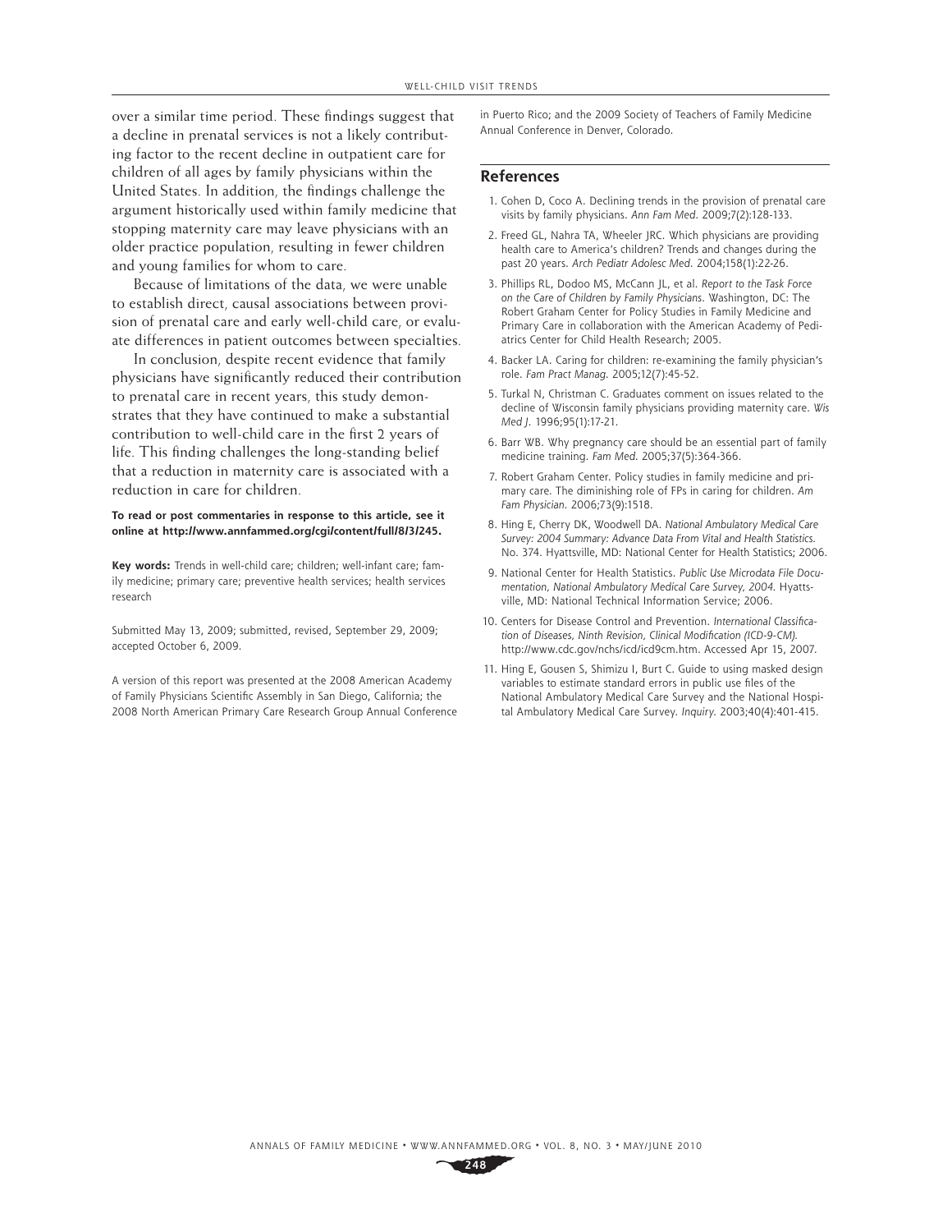over a similar time period. These findings suggest that a decline in prenatal services is not a likely contributing factor to the recent decline in outpatient care for children of all ages by family physicians within the United States. In addition, the findings challenge the argument historically used within family medicine that stopping maternity care may leave physicians with an older practice population, resulting in fewer children and young families for whom to care.

Because of limitations of the data, we were unable to establish direct, causal associations between provision of prenatal care and early well-child care, or evaluate differences in patient outcomes between specialties.

In conclusion, despite recent evidence that family physicians have significantly reduced their contribution to prenatal care in recent years, this study demonstrates that they have continued to make a substantial contribution to well-child care in the first 2 years of life. This finding challenges the long-standing belief that a reduction in maternity care is associated with a reduction in care for children.

**To read or post commentaries in response to this article, see it online at http://www.annfammed.org/cgi/content/full/8/3/245.**

**Key words:** Trends in well-child care; children; well-infant care; family medicine; primary care; preventive health services; health services research

Submitted May 13, 2009; submitted, revised, September 29, 2009; accepted October 6, 2009.

A version of this report was presented at the 2008 American Academy of Family Physicians Scientific Assembly in San Diego, California; the 2008 North American Primary Care Research Group Annual Conference in Puerto Rico; and the 2009 Society of Teachers of Family Medicine Annual Conference in Denver, Colorado.

## References

1. Cohen D, Coco A. Declining trends in the provision of prenatal care visits by family physicians. *Ann Fam Med.* 2009;7(2):128-133.
2. Freed GL, Nahra TA, Wheeler JRC. Which physicians are providing health care to America's children? Trends and changes during the past 20 years. *Arch Pediatr Adolesc Med.* 2004;158(1):22-26.
3. Phillips RL, Dodoo MS, McCann JL, et al. *Report to the Task Force on the Care of Children by Family Physicians.* Washington, DC: The Robert Graham Center for Policy Studies in Family Medicine and Primary Care in collaboration with the American Academy of Pediatrics Center for Child Health Research; 2005.
4. Backer LA. Caring for children: re-examining the family physician's role. *Fam Pract Manag.* 2005;12(7):45-52.
5. Turkal N, Christman C. Graduates comment on issues related to the decline of Wisconsin family physicians providing maternity care. *Wis Med J.* 1996;95(1):17-21.
6. Barr WB. Why pregnancy care should be an essential part of family medicine training. *Fam Med.* 2005;37(5):364-366.
7. Robert Graham Center. Policy studies in family medicine and primary care. The diminishing role of FPs in caring for children. *Am Fam Physician.* 2006;73(9):1518.
8. Hing E, Cherry DK, Woodwell DA. *National Ambulatory Medical Care Survey: 2004 Summary: Advance Data From Vital and Health Statistics.* No. 374. Hyattsville, MD: National Center for Health Statistics; 2006.
9. National Center for Health Statistics. *Public Use Microdata File Documentation, National Ambulatory Medical Care Survey, 2004.* Hyattsville, MD: National Technical Information Service; 2006.
10. Centers for Disease Control and Prevention. *International Classification of Diseases, Ninth Revision, Clinical Modification (ICD-9-CM).* http://www.cdc.gov/nchs/icd/icd9cm.htm. Accessed Apr 15, 2007.
11. Hing E, Gousen S, Shimizu I, Burt C. Guide to using masked design variables to estimate standard errors in public use files of the National Ambulatory Medical Care Survey and the National Hospital Ambulatory Medical Care Survey. *Inquiry.* 2003;40(4):401-415.